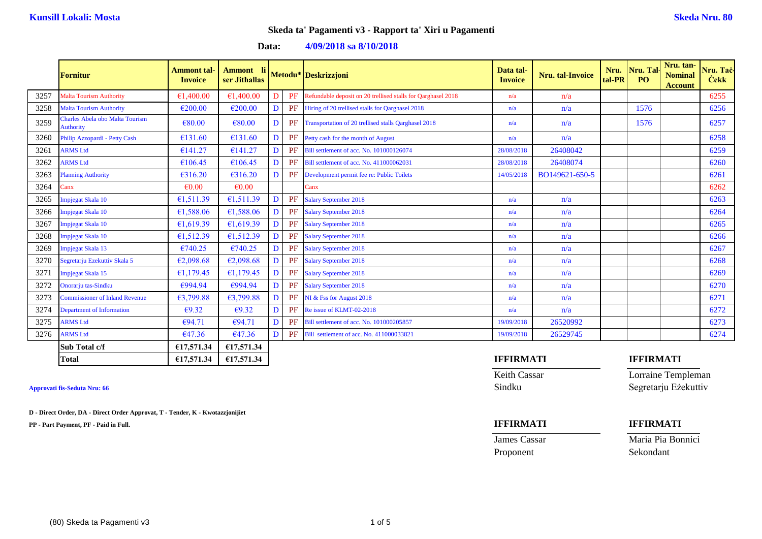**Kunsill Lokali: Mosta**

**Skeda Nru. 80**

## Skeda ta' Pagamenti v3 - Rapport ta' Xiri u Pagamenti

**Data: 4/09/2018 sa 8/10/2018**

| | Fornitur | Ammont tal-Invoice | Ammont li ser Jithallas | Metodu* | | Deskrizzjoni | Data tal-Invoice | Nru. tal-Invoice | Nru. tal-PR | Nru. Tal-PO | Nru. tan-Nominal Account | Nru. Taċ-Ċekk |
|---|---|---|---|---|---|---|---|---|---|---|---|---|
| 3257 | Malta Tourism Authority | €1,400.00 | €1,400.00 | D | PF | Refundable deposit on 20 trellised stalls for Qarghasel 2018 | n/a | n/a | | | | 6255 |
| 3258 | Malta Tourism Authority | €200.00 | €200.00 | D | PF | Hiring of 20 trellised stalls for Qarghasel 2018 | n/a | n/a | | 1576 | | 6256 |
| 3259 | Charles Abela obo Malta Tourism Authority | €80.00 | €80.00 | D | PF | Transportation of 20 trellised stalls Qarghasel 2018 | n/a | n/a | | 1576 | | 6257 |
| 3260 | Philip Azzopardi - Petty Cash | €131.60 | €131.60 | D | PF | Petty cash for the month of August | n/a | n/a | | | | 6258 |
| 3261 | ARMS Ltd | €141.27 | €141.27 | D | PF | Bill settlement of acc. No. 101000126074 | 28/08/2018 | 26408042 | | | | 6259 |
| 3262 | ARMS Ltd | €106.45 | €106.45 | D | PF | Bill settlement of acc. No. 411000062031 | 28/08/2018 | 26408074 | | | | 6260 |
| 3263 | Planning Authority | €316.20 | €316.20 | D | PF | Development permit fee re: Public Toilets | 14/05/2018 | BO149621-650-5 | | | | 6261 |
| 3264 | Canx | €0.00 | €0.00 | | | Canx | | | | | | 6262 |
| 3265 | Impjegat Skala 10 | €1,511.39 | €1,511.39 | D | PF | Salary September 2018 | n/a | n/a | | | | 6263 |
| 3266 | Impjegat Skala 10 | €1,588.06 | €1,588.06 | D | PF | Salary September 2018 | n/a | n/a | | | | 6264 |
| 3267 | Impjegat Skala 10 | €1,619.39 | €1,619.39 | D | PF | Salary September 2018 | n/a | n/a | | | | 6265 |
| 3268 | Impjegat Skala 10 | €1,512.39 | €1,512.39 | D | PF | Salary September 2018 | n/a | n/a | | | | 6266 |
| 3269 | Impjegat Skala 13 | €740.25 | €740.25 | D | PF | Salary September 2018 | n/a | n/a | | | | 6267 |
| 3270 | Segretarju Ezekuttiv Skala 5 | €2,098.68 | €2,098.68 | D | PF | Salary September 2018 | n/a | n/a | | | | 6268 |
| 3271 | Impjegat Skala 15 | €1,179.45 | €1,179.45 | D | PF | Salary September 2018 | n/a | n/a | | | | 6269 |
| 3272 | Onorarju tas-Sindku | €994.94 | €994.94 | D | PF | Salary September 2018 | n/a | n/a | | | | 6270 |
| 3273 | Commissioner of Inland Revenue | €3,799.88 | €3,799.88 | D | PF | NI & Fss for August 2018 | n/a | n/a | | | | 6271 |
| 3274 | Department of Information | €9.32 | €9.32 | D | PF | Re issue of KLMT-02-2018 | n/a | n/a | | | | 6272 |
| 3275 | ARMS Ltd | €94.71 | €94.71 | D | PF | Bill settlement of acc. No. 101000205857 | 19/09/2018 | 26520992 | | | | 6273 |
| 3276 | ARMS Ltd | €47.36 | €47.36 | D | PF | Bill settlement of acc. No. 411000033821 | 19/09/2018 | 26529745 | | | | 6274 |
| | **Sub Total c/f** | **€17,571.34** | **€17,571.34** | | | | | | | | | |
| | **Total** | **€17,571.34** | **€17,571.34** | | | | | | | | | |

**Approvati fis-Seduta Nru: 66**

**D - Direct Order, DA - Direct Order Approvat, T - Tender, K - Kwotazzjonijiet**

**PP - Part Payment, PF - Paid in Full.**

| **IFFIRMATI** | **IFFIRMATI** |
|---|---|
| Keith Cassar | Lorraine Templeman |
| Sindku | Segretarju Eżekuttiv |

| **IFFIRMATI** | **IFFIRMATI** |
|---|---|
| James Cassar | Maria Pia Bonnici |
| Proponent | Sekondant |

(80) Skeda ta Pagamenti v3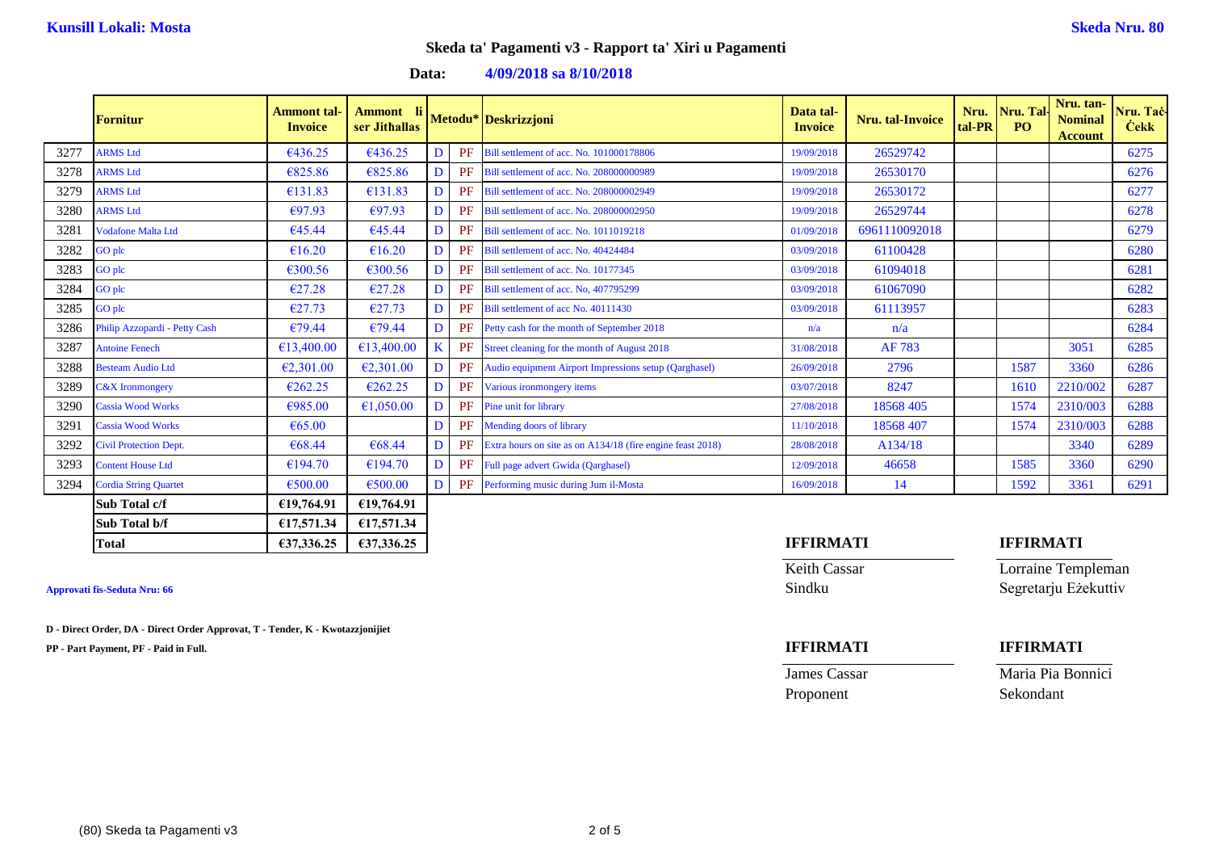**Kunsill Lokali: Mosta** **Skeda Nru. 80**

## Skeda ta' Pagamenti v3 - Rapport ta' Xiri u Pagamenti

**Data: 4/09/2018 sa 8/10/2018**

| | Fornitur | Ammont tal-Invoice | Ammont li ser Jithallas | Metodu* | | Deskrizzjoni | Data tal-Invoice | Nru. tal-Invoice | Nru. tal-PR | Nru. Tal-PO | Nru. tan-Nominal Account | Nru. Taċ-Ċekk |
|---|---|---|---|---|---|---|---|---|---|---|---|---|
| 3277 | ARMS Ltd | €436.25 | €436.25 | D | PF | Bill settlement of acc. No. 101000178806 | 19/09/2018 | 26529742 | | | | 6275 |
| 3278 | ARMS Ltd | €825.86 | €825.86 | D | PF | Bill settlement of acc. No. 208000000989 | 19/09/2018 | 26530170 | | | | 6276 |
| 3279 | ARMS Ltd | €131.83 | €131.83 | D | PF | Bill settlement of acc. No. 208000002949 | 19/09/2018 | 26530172 | | | | 6277 |
| 3280 | ARMS Ltd | €97.93 | €97.93 | D | PF | Bill settlement of acc. No. 208000002950 | 19/09/2018 | 26529744 | | | | 6278 |
| 3281 | Vodafone Malta Ltd | €45.44 | €45.44 | D | PF | Bill settlement of acc. No. 1011019218 | 01/09/2018 | 6961110092018 | | | | 6279 |
| 3282 | GO plc | €16.20 | €16.20 | D | PF | Bill settlement of acc. No. 40424484 | 03/09/2018 | 61100428 | | | | 6280 |
| 3283 | GO plc | €300.56 | €300.56 | D | PF | Bill settlement of acc. No. 10177345 | 03/09/2018 | 61094018 | | | | 6281 |
| 3284 | GO plc | €27.28 | €27.28 | D | PF | Bill settlement of acc. No, 407795299 | 03/09/2018 | 61067090 | | | | 6282 |
| 3285 | GO plc | €27.73 | €27.73 | D | PF | Bill settlement of acc No. 40111430 | 03/09/2018 | 61113957 | | | | 6283 |
| 3286 | Philip Azzopardi - Petty Cash | €79.44 | €79.44 | D | PF | Petty cash for the month of September 2018 | n/a | n/a | | | | 6284 |
| 3287 | Antoine Fenech | €13,400.00 | €13,400.00 | K | PF | Street cleaning for the month of August 2018 | 31/08/2018 | AF 783 | | | 3051 | 6285 |
| 3288 | Besteam Audio Ltd | €2,301.00 | €2,301.00 | D | PF | Audio equipment Airport Impressions setup (Qarghasel) | 26/09/2018 | 2796 | | 1587 | 3360 | 6286 |
| 3289 | C&X Ironmongery | €262.25 | €262.25 | D | PF | Various ironmongery items | 03/07/2018 | 8247 | | 1610 | 2210/002 | 6287 |
| 3290 | Cassia Wood Works | €985.00 | €1,050.00 | D | PF | Pine unit for library | 27/08/2018 | 18568 405 | | 1574 | 2310/003 | 6288 |
| 3291 | Cassia Wood Works | €65.00 | | D | PF | Mending doors of library | 11/10/2018 | 18568 407 | | 1574 | 2310/003 | 6288 |
| 3292 | Civil Protection Dept. | €68.44 | €68.44 | D | PF | Extra hours on site as on A134/18 (fire engine feast 2018) | 28/08/2018 | A134/18 | | | 3340 | 6289 |
| 3293 | Content House Ltd | €194.70 | €194.70 | D | PF | Full page advert Gwida (Qarghasel) | 12/09/2018 | 46658 | | 1585 | 3360 | 6290 |
| 3294 | Cordia String Quartet | €500.00 | €500.00 | D | PF | Performing music during Jum il-Mosta | 16/09/2018 | 14 | | 1592 | 3361 | 6291 |
| | **Sub Total c/f** | **€19,764.91** | **€19,764.91** | | | | | | | | | |
| | **Sub Total b/f** | **€17,571.34** | **€17,571.34** | | | | | | | | | |
| | **Total** | **€37,336.25** | **€37,336.25** | | | | | | | | | |

**Approvati fis-Seduta Nru: 66**

**D - Direct Order, DA - Direct Order Approvat, T - Tender, K - Kwotazzjonijiet**

**PP - Part Payment, PF - Paid in Full.**

| **IFFIRMATI** | **IFFIRMATI** |
|---|---|
| Keith Cassar | Lorraine Templeman |
| Sindku | Segretarju Eżekuttiv |

| **IFFIRMATI** | **IFFIRMATI** |
|---|---|
| James Cassar | Maria Pia Bonnici |
| Proponent | Sekondant |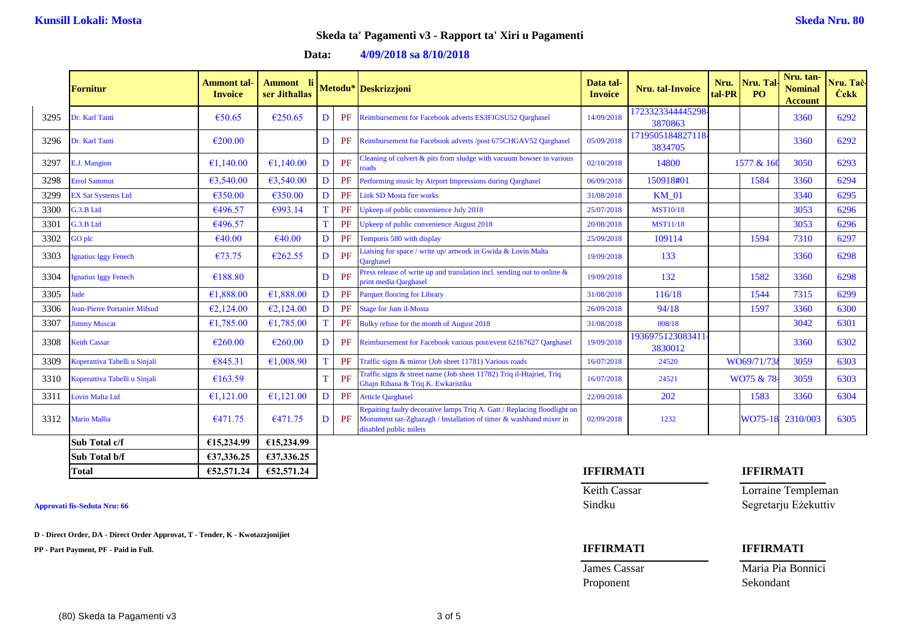**Kunsill Lokali: Mosta** **Skeda Nru. 80**

## Skeda ta' Pagamenti v3 - Rapport ta' Xiri u Pagamenti

**Data: 4/09/2018 sa 8/10/2018**

| | Fornitur | Ammont tal-Invoice | Ammont li ser Jithallas | Metodu* | | Deskrizzjoni | Data tal-Invoice | Nru. tal-Invoice | Nru. tal-PR | Nru. Tal-PO | Nru. tan-Nominal Account | Nru. Taċ-Ċekk |
|---|---|---|---|---|---|---|---|---|---|---|---|---|
| 3295 | Dr. Karl Tanti | €50.65 | €250.65 | D | PF | Reimbursement for Facebook adverts ES3FJGSU52 Qarghasel | 14/09/2018 | 1723323344445298-3870863 | | | 3360 | 6292 |
| 3296 | Dr. Karl Tanti | €200.00 | | D | PF | Reimbursement for Facebook adverts /post 675CHGAV52 Qarghasel | 05/09/2018 | 1719505184827118-3834705 | | | 3360 | 6292 |
| 3297 | E.J. Mangion | €1,140.00 | €1,140.00 | D | PF | Cleaning of culvert & pits from sludge with vacuum bowser in various roads | 02/10/2018 | 14800 | | 1577 & 160 | 3050 | 6293 |
| 3298 | Errol Sammut | €3,540.00 | €3,540.00 | D | PF | Performing music by Airport Impressions during Qarghasel | 06/09/2018 | 150918#01 | | 1584 | 3360 | 6294 |
| 3299 | EX Sat Systems Ltd | €350.00 | €350.00 | D | PF | Link SD Mosta fire works | 31/08/2018 | KM_01 | | | 3340 | 6295 |
| 3300 | G.3.B Ltd | €496.57 | €993.14 | T | PF | Upkeep of public convenience July 2018 | 25/07/2018 | MST10/18 | | | 3053 | 6296 |
| 3301 | G.3.B Ltd | €496.57 | | T | PF | Upkeep of public convenience August 2018 | 20/08/2018 | MST11/18 | | | 3053 | 6296 |
| 3302 | GO plc | €40.00 | €40.00 | D | PF | Temporis 580 with display | 25/09/2018 | 109114 | | 1594 | 7310 | 6297 |
| 3303 | Ignatius Iggy Fenech | €73.75 | €262.55 | D | PF | Liaising for space / write up/ artwork in Gwida & Lovin Malta Qarghasel | 19/09/2018 | 133 | | | 3360 | 6298 |
| 3304 | Ignatius Iggy Fenech | €188.80 | | D | PF | Press release of write up and translation incl. sending out to online & print media Qarghasel | 19/09/2018 | 132 | | 1582 | 3360 | 6298 |
| 3305 | Jade | €1,888.00 | €1,888.00 | D | PF | Parquet flooring for Library | 31/08/2018 | 116/18 | | 1544 | 7315 | 6299 |
| 3306 | Jean-Pierre Portanier Mifsud | €2,124.00 | €2,124.00 | D | PF | Stage for Jum il-Mosta | 26/09/2018 | 94/18 | | 1597 | 3360 | 6300 |
| 3307 | Jimmy Muscat | €1,785.00 | €1,785.00 | T | PF | Bulky refuse for the month of August 2018 | 31/08/2018 | 008/18 | | | 3042 | 6301 |
| 3308 | Keith Cassar | €260.00 | €260.00 | D | PF | Reimbursement for Facebook various post/event 62167627 Qarghasel | 19/09/2018 | 1936975123083411-3830012 | | | 3360 | 6302 |
| 3309 | Koperattiva Tabelli u Sinjali | €845.31 | €1,008.90 | T | PF | Traffic signs & mirror (Job sheet 11781) Various roads | 16/07/2018 | 24520 | | WO69/71/73 | 3059 | 6303 |
| 3310 | Koperattiva Tabelli u Sinjali | €163.59 | | T | PF | Traffic signs & street name (Job sheet 11782) Triq il-Htajriet, Triq Ghajn Rihana & Triq K. Ewkaristiku | 16/07/2018 | 24521 | | WO75 & 78 | 3059 | 6303 |
| 3311 | Lovin Malta Ltd | €1,121.00 | €1,121.00 | D | PF | Article Qarghasel | 22/09/2018 | 202 | | 1583 | 3360 | 6304 |
| 3312 | Mario Mallia | €471.75 | €471.75 | D | PF | Repairing faulty decorative lamps Triq A. Gatt / Replacing floodlight on Monument taz-Zghazagh / Installation of timer & washhand mixer in disabled public toilets | 02/09/2018 | 1232 | | WO75-18 | 2310/003 | 6305 |
| | **Sub Total c/f** | **€15,234.99** | **€15,234.99** | | | | | | | | | |
| | **Sub Total b/f** | **€37,336.25** | **€37,336.25** | | | | | | | | | |
| | **Total** | **€52,571.24** | **€52,571.24** | | | | | | | | | |

**Approvati fis-Seduta Nru: 66**

**D - Direct Order, DA - Direct Order Approvat, T - Tender, K - Kwotazzjonijiet**

**PP - Part Payment, PF - Paid in Full.**

**IFFIRMATI**

Keith Cassar
Sindku

**IFFIRMATI**

Lorraine Templeman
Segretarju Eżekuttiv

**IFFIRMATI**

James Cassar
Proponent

**IFFIRMATI**

Maria Pia Bonnici
Sekondant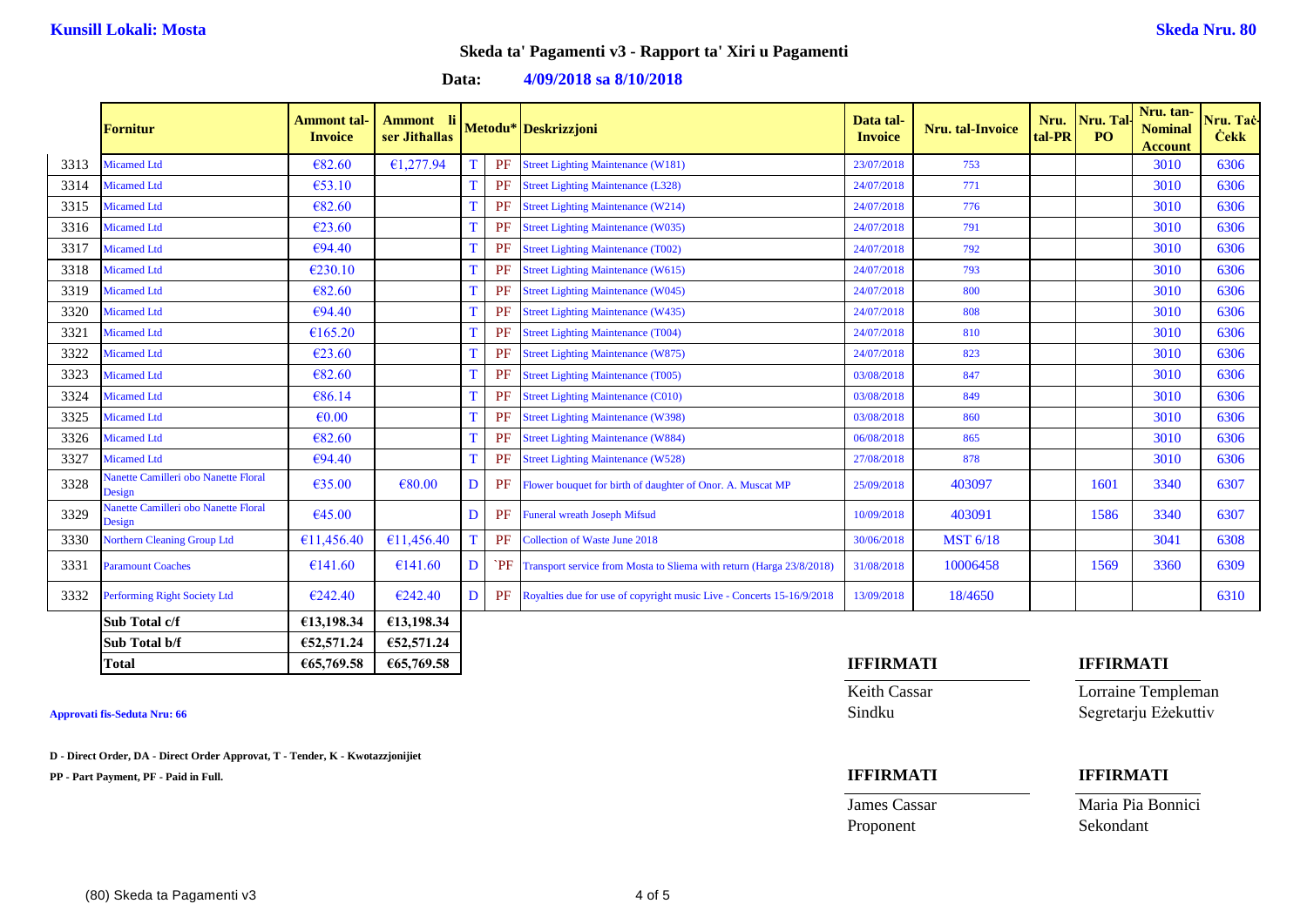**Kunsill Lokali: Mosta** **Skeda Nru. 80**

## Skeda ta' Pagamenti v3 - Rapport ta' Xiri u Pagamenti

**Data: 4/09/2018 sa 8/10/2018**

| | Fornitur | Ammont tal-Invoice | Ammont li ser Jithallas | Metodu* | | Deskrizzjoni | Data tal-Invoice | Nru. tal-Invoice | Nru. tal-PR | Nru. Tal-PO | Nru. tan-Nominal Account | Nru. Taċ-Ċekk |
|---|---|---|---|---|---|---|---|---|---|---|---|---|
| 3313 | Micamed Ltd | €82.60 | €1,277.94 | T | PF | Street Lighting Maintenance (W181) | 23/07/2018 | 753 | | | 3010 | 6306 |
| 3314 | Micamed Ltd | €53.10 | | T | PF | Street Lighting Maintenance (L328) | 24/07/2018 | 771 | | | 3010 | 6306 |
| 3315 | Micamed Ltd | €82.60 | | T | PF | Street Lighting Maintenance (W214) | 24/07/2018 | 776 | | | 3010 | 6306 |
| 3316 | Micamed Ltd | €23.60 | | T | PF | Street Lighting Maintenance (W035) | 24/07/2018 | 791 | | | 3010 | 6306 |
| 3317 | Micamed Ltd | €94.40 | | T | PF | Street Lighting Maintenance (T002) | 24/07/2018 | 792 | | | 3010 | 6306 |
| 3318 | Micamed Ltd | €230.10 | | T | PF | Street Lighting Maintenance (W615) | 24/07/2018 | 793 | | | 3010 | 6306 |
| 3319 | Micamed Ltd | €82.60 | | T | PF | Street Lighting Maintenance (W045) | 24/07/2018 | 800 | | | 3010 | 6306 |
| 3320 | Micamed Ltd | €94.40 | | T | PF | Street Lighting Maintenance (W435) | 24/07/2018 | 808 | | | 3010 | 6306 |
| 3321 | Micamed Ltd | €165.20 | | T | PF | Street Lighting Maintenance (T004) | 24/07/2018 | 810 | | | 3010 | 6306 |
| 3322 | Micamed Ltd | €23.60 | | T | PF | Street Lighting Maintenance (W875) | 24/07/2018 | 823 | | | 3010 | 6306 |
| 3323 | Micamed Ltd | €82.60 | | T | PF | Street Lighting Maintenance (T005) | 03/08/2018 | 847 | | | 3010 | 6306 |
| 3324 | Micamed Ltd | €86.14 | | T | PF | Street Lighting Maintenance (C010) | 03/08/2018 | 849 | | | 3010 | 6306 |
| 3325 | Micamed Ltd | €0.00 | | T | PF | Street Lighting Maintenance (W398) | 03/08/2018 | 860 | | | 3010 | 6306 |
| 3326 | Micamed Ltd | €82.60 | | T | PF | Street Lighting Maintenance (W884) | 06/08/2018 | 865 | | | 3010 | 6306 |
| 3327 | Micamed Ltd | €94.40 | | T | PF | Street Lighting Maintenance (W528) | 27/08/2018 | 878 | | | 3010 | 6306 |
| 3328 | Nanette Camilleri obo Nanette Floral Design | €35.00 | €80.00 | D | PF | Flower bouquet for birth of daughter of Onor. A. Muscat MP | 25/09/2018 | 403097 | | 1601 | 3340 | 6307 |
| 3329 | Nanette Camilleri obo Nanette Floral Design | €45.00 | | D | PF | Funeral wreath Joseph Mifsud | 10/09/2018 | 403091 | | 1586 | 3340 | 6307 |
| 3330 | Northern Cleaning Group Ltd | €11,456.40 | €11,456.40 | T | PF | Collection of Waste June 2018 | 30/06/2018 | MST 6/18 | | | 3041 | 6308 |
| 3331 | Paramount Coaches | €141.60 | €141.60 | D | `PF | Transport service from Mosta to Sliema with return (Harga 23/8/2018) | 31/08/2018 | 10006458 | | 1569 | 3360 | 6309 |
| 3332 | Performing Right Society Ltd | €242.40 | €242.40 | D | PF | Royalties due for use of copyright music Live - Concerts 15-16/9/2018 | 13/09/2018 | 18/4650 | | | | 6310 |
| | **Sub Total c/f** | **€13,198.34** | **€13,198.34** | | | | | | | | | |
| | **Sub Total b/f** | **€52,571.24** | **€52,571.24** | | | | | | | | | |
| | **Total** | **€65,769.58** | **€65,769.58** | | | | | | | | | |

**Approvati fis-Seduta Nru: 66**

**D - Direct Order, DA - Direct Order Approvat, T - Tender, K - Kwotazzjonijiet**

**PP - Part Payment, PF - Paid in Full.**

| **IFFIRMATI** | **IFFIRMATI** |
|---|---|
| Keith Cassar | Lorraine Templeman |
| Sindku | Segretarju Eżekuttiv |

| **IFFIRMATI** | **IFFIRMATI** |
|---|---|
| James Cassar | Maria Pia Bonnici |
| Proponent | Sekondant |

(80) Skeda ta Pagamenti v3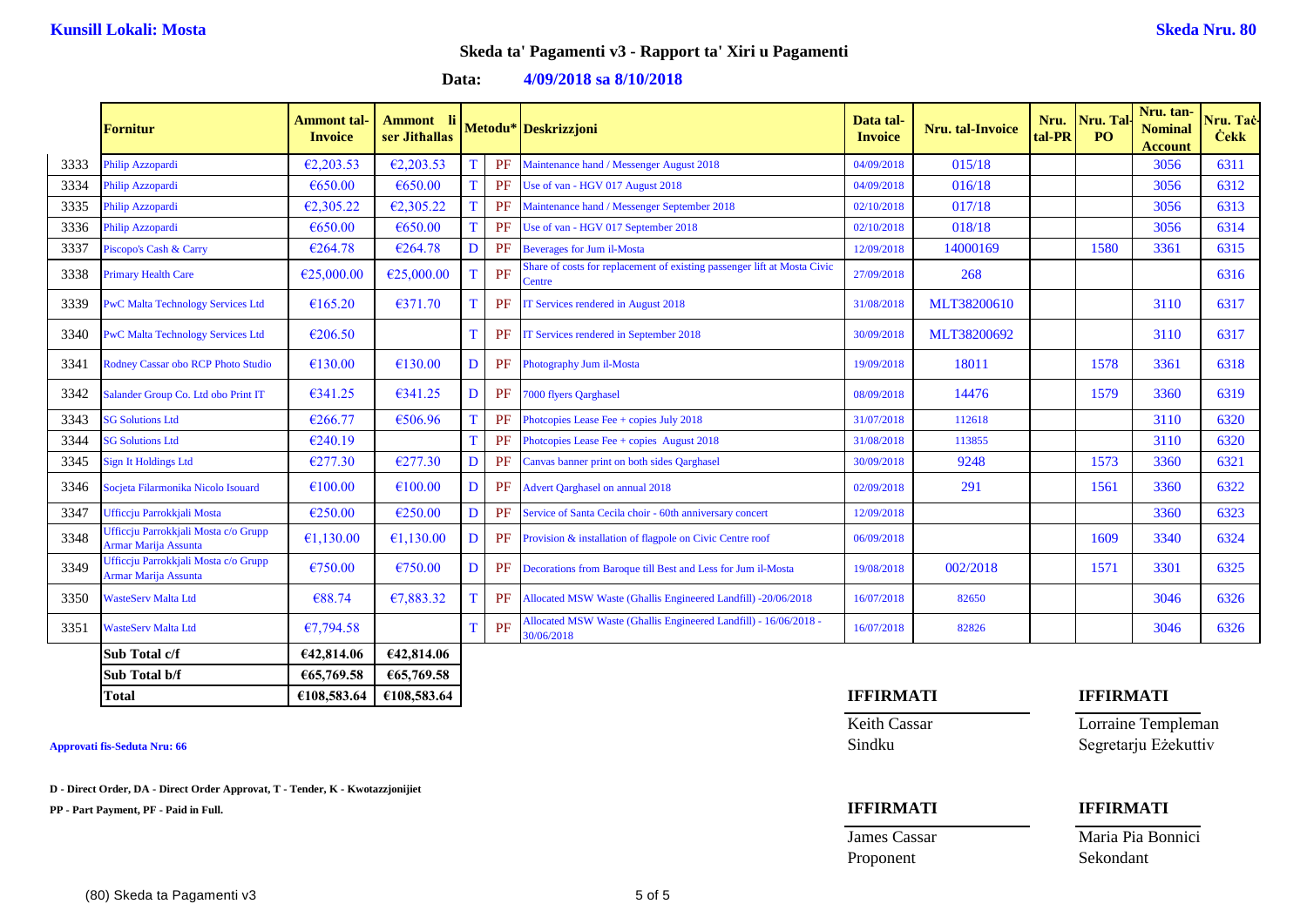**Kunsill Lokali: Mosta** **Skeda Nru. 80**

## Skeda ta' Pagamenti v3 - Rapport ta' Xiri u Pagamenti

**Data: 4/09/2018 sa 8/10/2018**

| | Fornitur | Ammont tal-Invoice | Ammont li ser Jithallas | Metodu* | | Deskrizzjoni | Data tal-Invoice | Nru. tal-Invoice | Nru. tal-PR | Nru. Tal-PO | Nru. tan-Nominal Account | Nru. Taċ-Ċekk |
|---|---|---|---|---|---|---|---|---|---|---|---|---|
| 3333 | Philip Azzopardi | €2,203.53 | €2,203.53 | T | PF | Maintenance hand / Messenger August 2018 | 04/09/2018 | 015/18 | | | 3056 | 6311 |
| 3334 | Philip Azzopardi | €650.00 | €650.00 | T | PF | Use of van - HGV 017 August 2018 | 04/09/2018 | 016/18 | | | 3056 | 6312 |
| 3335 | Philip Azzopardi | €2,305.22 | €2,305.22 | T | PF | Maintenance hand / Messenger September 2018 | 02/10/2018 | 017/18 | | | 3056 | 6313 |
| 3336 | Philip Azzopardi | €650.00 | €650.00 | T | PF | Use of van - HGV 017 September 2018 | 02/10/2018 | 018/18 | | | 3056 | 6314 |
| 3337 | Piscopo's Cash & Carry | €264.78 | €264.78 | D | PF | Beverages for Jum il-Mosta | 12/09/2018 | 14000169 | | 1580 | 3361 | 6315 |
| 3338 | Primary Health Care | €25,000.00 | €25,000.00 | T | PF | Share of costs for replacement of existing passenger lift at Mosta Civic Centre | 27/09/2018 | 268 | | | | 6316 |
| 3339 | PwC Malta Technology Services Ltd | €165.20 | €371.70 | T | PF | IT Services rendered in August 2018 | 31/08/2018 | MLT38200610 | | | 3110 | 6317 |
| 3340 | PwC Malta Technology Services Ltd | €206.50 | | T | PF | IT Services rendered in September 2018 | 30/09/2018 | MLT38200692 | | | 3110 | 6317 |
| 3341 | Rodney Cassar obo RCP Photo Studio | €130.00 | €130.00 | D | PF | Photography Jum il-Mosta | 19/09/2018 | 18011 | | 1578 | 3361 | 6318 |
| 3342 | Salander Group Co. Ltd obo Print IT | €341.25 | €341.25 | D | PF | 7000 flyers Qarghasel | 08/09/2018 | 14476 | | 1579 | 3360 | 6319 |
| 3343 | SG Solutions Ltd | €266.77 | €506.96 | T | PF | Photcopies Lease Fee + copies July 2018 | 31/07/2018 | 112618 | | | 3110 | 6320 |
| 3344 | SG Solutions Ltd | €240.19 | | T | PF | Photcopies Lease Fee + copies August 2018 | 31/08/2018 | 113855 | | | 3110 | 6320 |
| 3345 | Sign It Holdings Ltd | €277.30 | €277.30 | D | PF | Canvas banner print on both sides Qarghasel | 30/09/2018 | 9248 | | 1573 | 3360 | 6321 |
| 3346 | Socjeta Filarmonika Nicolo Isouard | €100.00 | €100.00 | D | PF | Advert Qarghasel on annual 2018 | 02/09/2018 | 291 | | 1561 | 3360 | 6322 |
| 3347 | Ufficcju Parrokkjali Mosta | €250.00 | €250.00 | D | PF | Service of Santa Cecila choir - 60th anniversary concert | 12/09/2018 | | | | 3360 | 6323 |
| 3348 | Ufficcju Parrokkjali Mosta c/o Grupp Armar Marija Assunta | €1,130.00 | €1,130.00 | D | PF | Provision & installation of flagpole on Civic Centre roof | 06/09/2018 | | | 1609 | 3340 | 6324 |
| 3349 | Ufficcju Parrokkjali Mosta c/o Grupp Armar Marija Assunta | €750.00 | €750.00 | D | PF | Decorations from Baroque till Best and Less for Jum il-Mosta | 19/08/2018 | 002/2018 | | 1571 | 3301 | 6325 |
| 3350 | WasteServ Malta Ltd | €88.74 | €7,883.32 | T | PF | Allocated MSW Waste (Ghallis Engineered Landfill) -20/06/2018 | 16/07/2018 | 82650 | | | 3046 | 6326 |
| 3351 | WasteServ Malta Ltd | €7,794.58 | | T | PF | Allocated MSW Waste (Ghallis Engineered Landfill) - 16/06/2018 - 30/06/2018 | 16/07/2018 | 82826 | | | 3046 | 6326 |
| | **Sub Total c/f** | **€42,814.06** | **€42,814.06** | | | | | | | | | |
| | **Sub Total b/f** | **€65,769.58** | **€65,769.58** | | | | | | | | | |
| | **Total** | **€108,583.64** | **€108,583.64** | | | | | | | | | |

**Approvati fis-Seduta Nru: 66**

**D - Direct Order, DA - Direct Order Approvat, T - Tender, K - Kwotazzjonijiet**

**PP - Part Payment, PF - Paid in Full.**

**IFFIRMATI**

Keith Cassar
Sindku

**IFFIRMATI**

Lorraine Templeman
Segretarju Eżekuttiv

**IFFIRMATI**

James Cassar
Proponent

**IFFIRMATI**

Maria Pia Bonnici
Sekondant

(80) Skeda ta Pagamenti v3